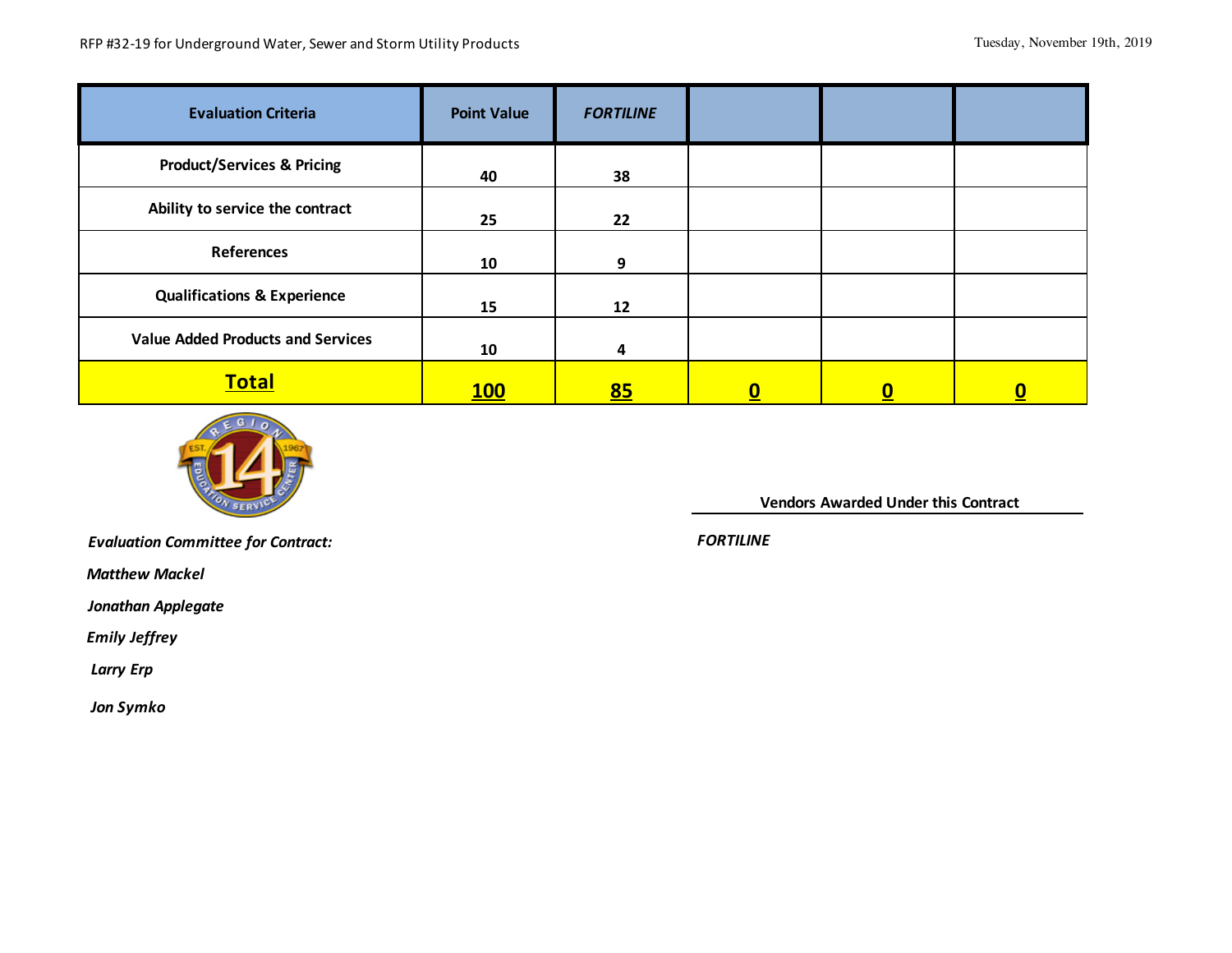RFP #32-19 for Underground Water, Sewer and Storm Utility Products

Tuesday, November 19th, 2019

| Evaluation Criteria | Point Value | *FORTILINE* | | | |
|---|---|---|---|---|---|
| Product/Services & Pricing | 40 | 38 | | | |
| Ability to service the contract | 25 | 22 | | | |
| References | 10 | 9 | | | |
| Qualifications & Experience | 15 | 12 | | | |
| Value Added Products and Services | 10 | 4 | | | |
| **Total** | **100** | **85** | **0** | **0** | **0** |

***Evaluation Committee for Contract:***

*Matthew Mackel*

*Jonathan Applegate*

*Emily Jeffrey*

*Larry Erp*

*Jon Symko*

**Vendors Awarded Under this Contract**

*FORTILINE*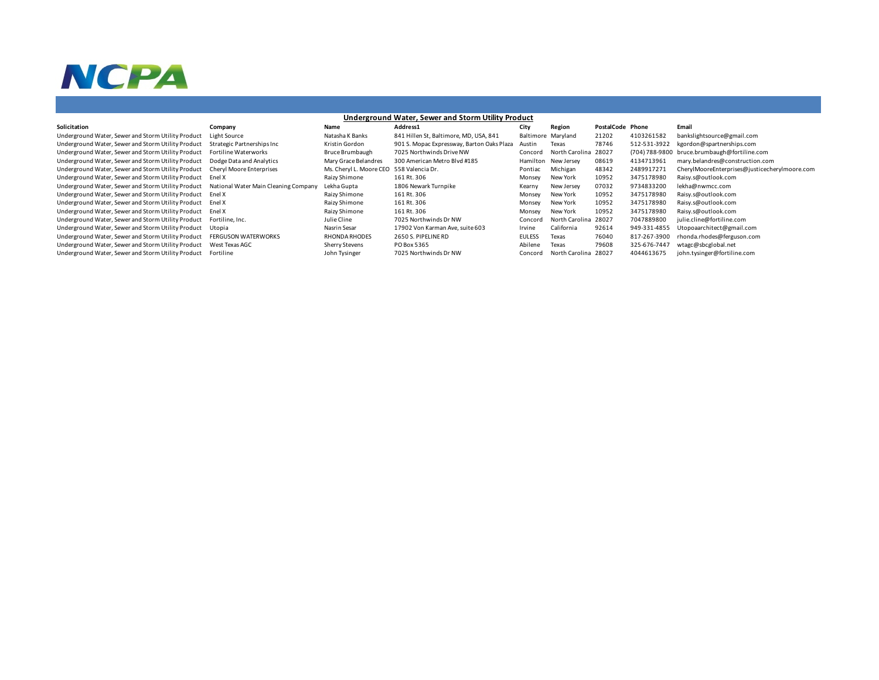NCPA

## Underground Water, Sewer and Storm Utility Product

| Solicitation | Company | Name | Address1 | City | Region | PostalCode | Phone | Email |
|---|---|---|---|---|---|---|---|---|
| Underground Water, Sewer and Storm Utility Product | Light Source | Natasha K Banks | 841 Hillen St, Baltimore, MD, USA, 841 | Baltimore | Maryland | 21202 | 4103261582 | bankslightsource@gmail.com |
| Underground Water, Sewer and Storm Utility Product | Strategic Partnerships Inc | Kristin Gordon | 901 S. Mopac Expressway, Barton Oaks Plaza | Austin | Texas | 78746 | 512-531-3922 | kgordon@spartnerships.com |
| Underground Water, Sewer and Storm Utility Product | Fortiline Waterworks | Bruce Brumbaugh | 7025 Northwinds Drive NW | Concord | North Carolina | 28027 | (704) 788-9800 | bruce.brumbaugh@fortiline.com |
| Underground Water, Sewer and Storm Utility Product | Dodge Data and Analytics | Mary Grace Belandres | 300 American Metro Blvd #185 | Hamilton | New Jersey | 08619 | 4134713961 | mary.belandres@construction.com |
| Underground Water, Sewer and Storm Utility Product | Cheryl Moore Enterprises | Ms. Cheryl L. Moore CEO | 558 Valencia Dr. | Pontiac | Michigan | 48342 | 2489917271 | CherylMooreEnterprises@justicecherylmoore.com |
| Underground Water, Sewer and Storm Utility Product | Enel X | Raizy Shimone | 161 Rt. 306 | Monsey | New York | 10952 | 3475178980 | Raisy.s@outlook.com |
| Underground Water, Sewer and Storm Utility Product | National Water Main Cleaning Company | Lekha Gupta | 1806 Newark Turnpike | Kearny | New Jersey | 07032 | 9734833200 | lekha@nwmcc.com |
| Underground Water, Sewer and Storm Utility Product | Enel X | Raizy Shimone | 161 Rt. 306 | Monsey | New York | 10952 | 3475178980 | Raisy.s@outlook.com |
| Underground Water, Sewer and Storm Utility Product | Enel X | Raizy Shimone | 161 Rt. 306 | Monsey | New York | 10952 | 3475178980 | Raisy.s@outlook.com |
| Underground Water, Sewer and Storm Utility Product | Enel X | Raizy Shimone | 161 Rt. 306 | Monsey | New York | 10952 | 3475178980 | Raisy.s@outlook.com |
| Underground Water, Sewer and Storm Utility Product | Fortiline, Inc. | Julie Cline | 7025 Northwinds Dr NW | Concord | North Carolina | 28027 | 7047889800 | julie.cline@fortiline.com |
| Underground Water, Sewer and Storm Utility Product | Utopia | Nasrin Sesar | 17902 Von Karman Ave, suite 603 | Irvine | California | 92614 | 949-331-4855 | Utopoaarchitect@gmail.com |
| Underground Water, Sewer and Storm Utility Product | FERGUSON WATERWORKS | RHONDA RHODES | 2650 S. PIPELINE RD | EULESS | Texas | 76040 | 817-267-3900 | rhonda.rhodes@ferguson.com |
| Underground Water, Sewer and Storm Utility Product | West Texas AGC | Sherry Stevens | PO Box 5365 | Abilene | Texas | 79608 | 325-676-7447 | wtagc@sbcglobal.net |
| Underground Water, Sewer and Storm Utility Product | Fortiline | John Tysinger | 7025 Northwinds Dr NW | Concord | North Carolina | 28027 | 4044613675 | john.tysinger@fortiline.com |